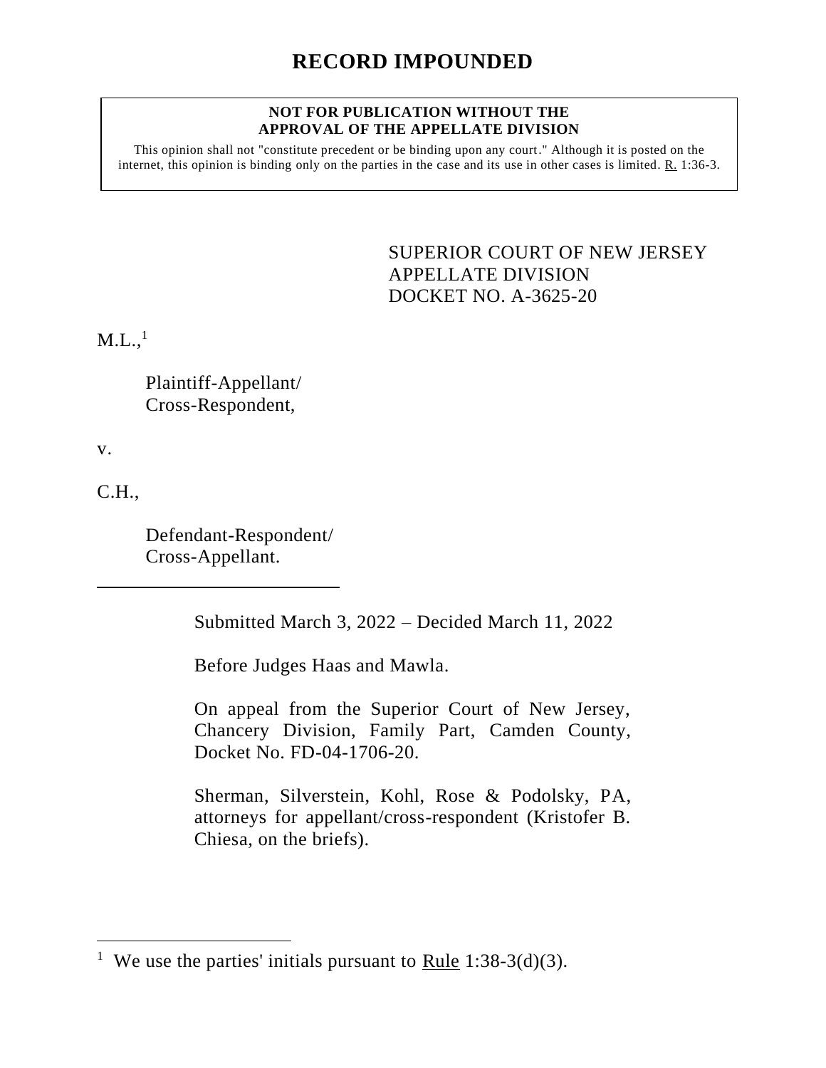# RECORD IMPOUNDED

**NOT FOR PUBLICATION WITHOUT THE APPROVAL OF THE APPELLATE DIVISION**

This opinion shall not "constitute precedent or be binding upon any court." Although it is posted on the internet, this opinion is binding only on the parties in the case and its use in other cases is limited. R. 1:36-3.

SUPERIOR COURT OF NEW JERSEY
APPELLATE DIVISION
DOCKET NO. A-3625-20

M.L.,[1]

Plaintiff-Appellant/
Cross-Respondent,

v.

C.H.,

Defendant-Respondent/
Cross-Appellant.

---

Submitted March 3, 2022 – Decided March 11, 2022

Before Judges Haas and Mawla.

On appeal from the Superior Court of New Jersey, Chancery Division, Family Part, Camden County, Docket No. FD-04-1706-20.

Sherman, Silverstein, Kohl, Rose & Podolsky, PA, attorneys for appellant/cross-respondent (Kristofer B. Chiesa, on the briefs).

---

[1] We use the parties' initials pursuant to Rule 1:38-3(d)(3).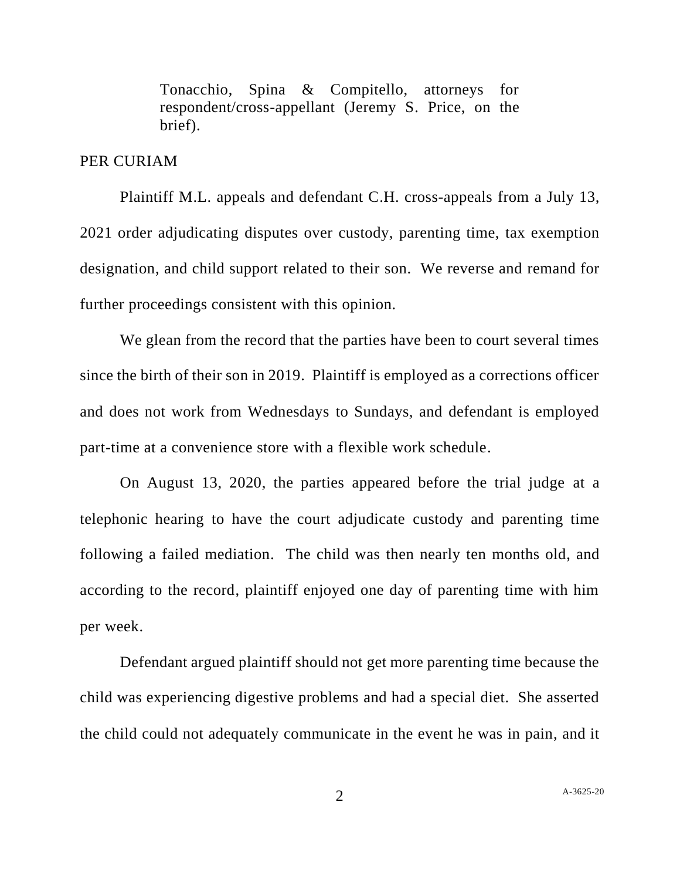Tonacchio, Spina & Compitello, attorneys for respondent/cross-appellant (Jeremy S. Price, on the brief).

PER CURIAM

Plaintiff M.L. appeals and defendant C.H. cross-appeals from a July 13, 2021 order adjudicating disputes over custody, parenting time, tax exemption designation, and child support related to their son. We reverse and remand for further proceedings consistent with this opinion.

We glean from the record that the parties have been to court several times since the birth of their son in 2019. Plaintiff is employed as a corrections officer and does not work from Wednesdays to Sundays, and defendant is employed part-time at a convenience store with a flexible work schedule.

On August 13, 2020, the parties appeared before the trial judge at a telephonic hearing to have the court adjudicate custody and parenting time following a failed mediation. The child was then nearly ten months old, and according to the record, plaintiff enjoyed one day of parenting time with him per week.

Defendant argued plaintiff should not get more parenting time because the child was experiencing digestive problems and had a special diet. She asserted the child could not adequately communicate in the event he was in pain, and it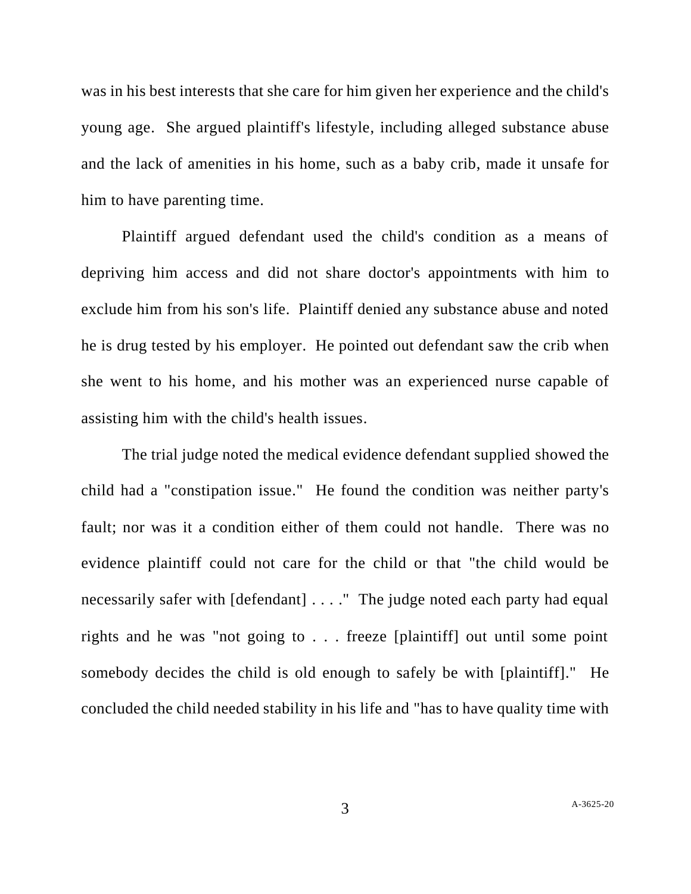was in his best interests that she care for him given her experience and the child's young age. She argued plaintiff's lifestyle, including alleged substance abuse and the lack of amenities in his home, such as a baby crib, made it unsafe for him to have parenting time.

Plaintiff argued defendant used the child's condition as a means of depriving him access and did not share doctor's appointments with him to exclude him from his son's life. Plaintiff denied any substance abuse and noted he is drug tested by his employer. He pointed out defendant saw the crib when she went to his home, and his mother was an experienced nurse capable of assisting him with the child's health issues.

The trial judge noted the medical evidence defendant supplied showed the child had a "constipation issue." He found the condition was neither party's fault; nor was it a condition either of them could not handle. There was no evidence plaintiff could not care for the child or that "the child would be necessarily safer with [defendant] . . . ." The judge noted each party had equal rights and he was "not going to . . . freeze [plaintiff] out until some point somebody decides the child is old enough to safely be with [plaintiff]." He concluded the child needed stability in his life and "has to have quality time with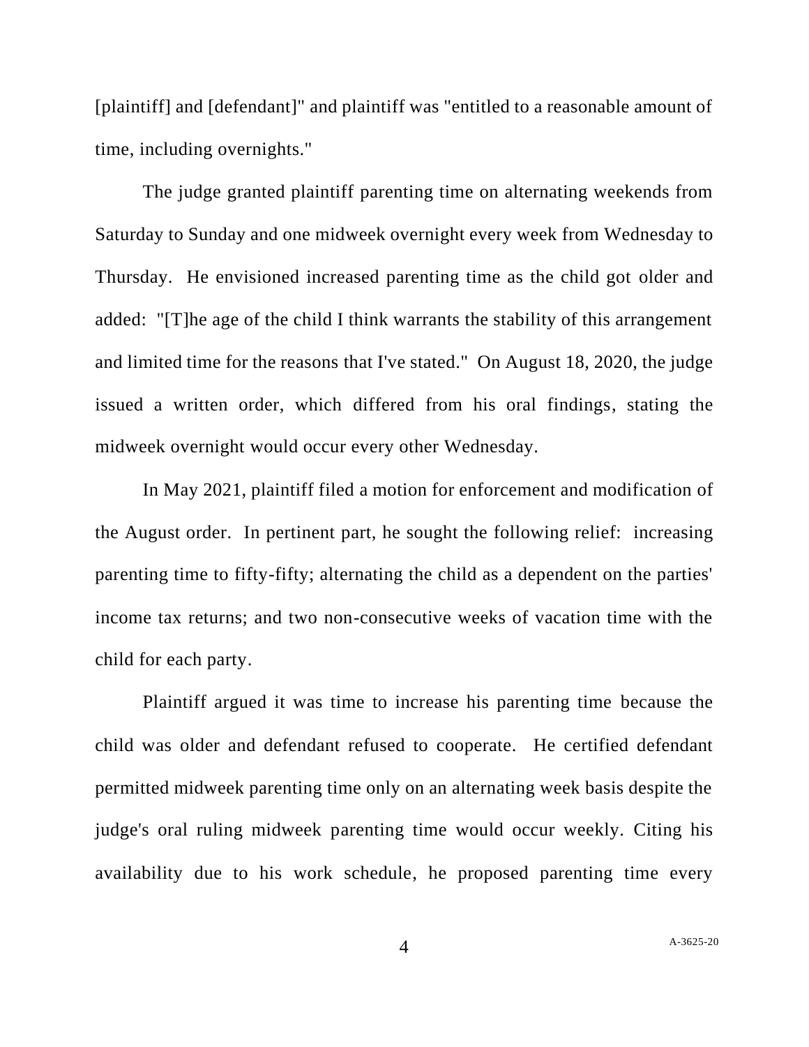[plaintiff] and [defendant]" and plaintiff was "entitled to a reasonable amount of time, including overnights."

The judge granted plaintiff parenting time on alternating weekends from Saturday to Sunday and one midweek overnight every week from Wednesday to Thursday. He envisioned increased parenting time as the child got older and added: "[T]he age of the child I think warrants the stability of this arrangement and limited time for the reasons that I've stated." On August 18, 2020, the judge issued a written order, which differed from his oral findings, stating the midweek overnight would occur every other Wednesday.

In May 2021, plaintiff filed a motion for enforcement and modification of the August order. In pertinent part, he sought the following relief: increasing parenting time to fifty-fifty; alternating the child as a dependent on the parties' income tax returns; and two non-consecutive weeks of vacation time with the child for each party.

Plaintiff argued it was time to increase his parenting time because the child was older and defendant refused to cooperate. He certified defendant permitted midweek parenting time only on an alternating week basis despite the judge's oral ruling midweek parenting time would occur weekly. Citing his availability due to his work schedule, he proposed parenting time every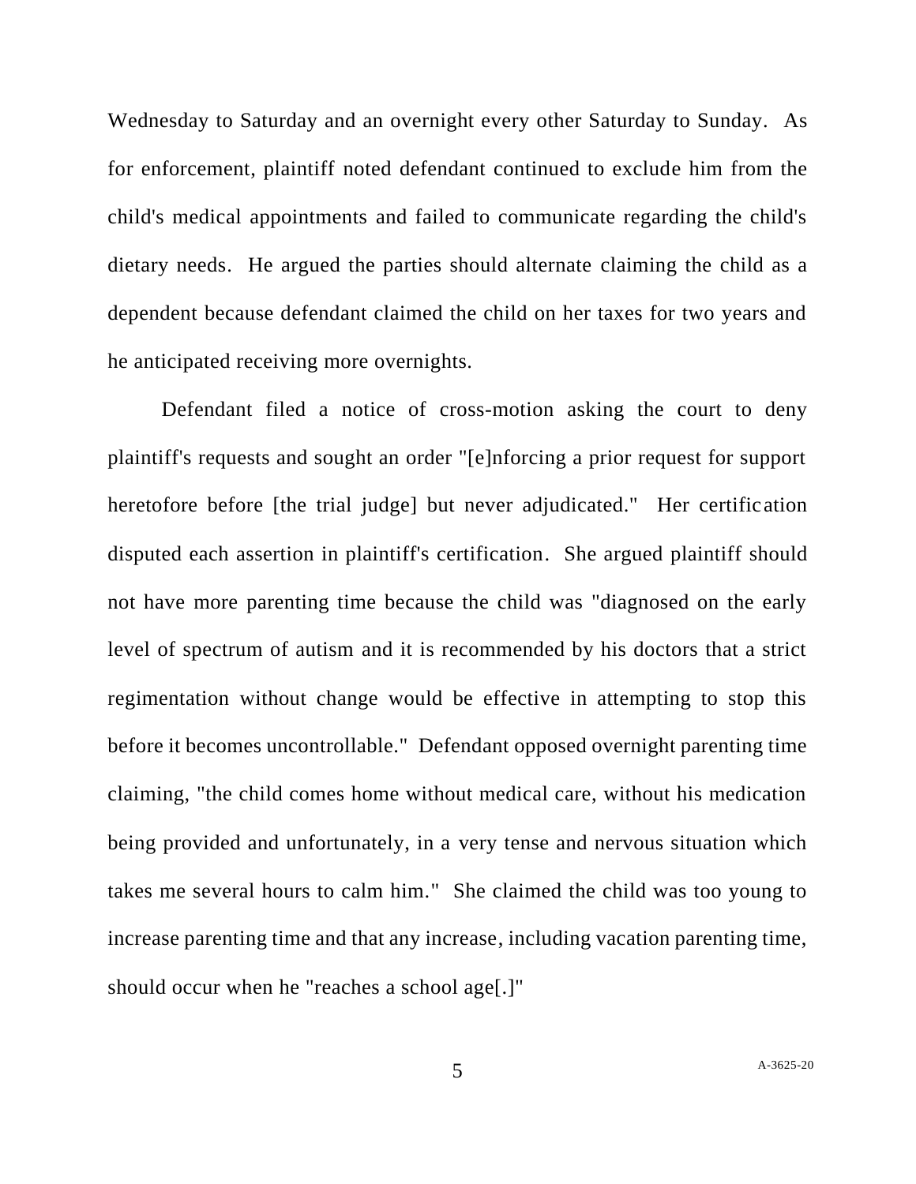Wednesday to Saturday and an overnight every other Saturday to Sunday. As for enforcement, plaintiff noted defendant continued to exclude him from the child's medical appointments and failed to communicate regarding the child's dietary needs. He argued the parties should alternate claiming the child as a dependent because defendant claimed the child on her taxes for two years and he anticipated receiving more overnights.

Defendant filed a notice of cross-motion asking the court to deny plaintiff's requests and sought an order "[e]nforcing a prior request for support heretofore before [the trial judge] but never adjudicated." Her certification disputed each assertion in plaintiff's certification. She argued plaintiff should not have more parenting time because the child was "diagnosed on the early level of spectrum of autism and it is recommended by his doctors that a strict regimentation without change would be effective in attempting to stop this before it becomes uncontrollable." Defendant opposed overnight parenting time claiming, "the child comes home without medical care, without his medication being provided and unfortunately, in a very tense and nervous situation which takes me several hours to calm him." She claimed the child was too young to increase parenting time and that any increase, including vacation parenting time, should occur when he "reaches a school age[.]"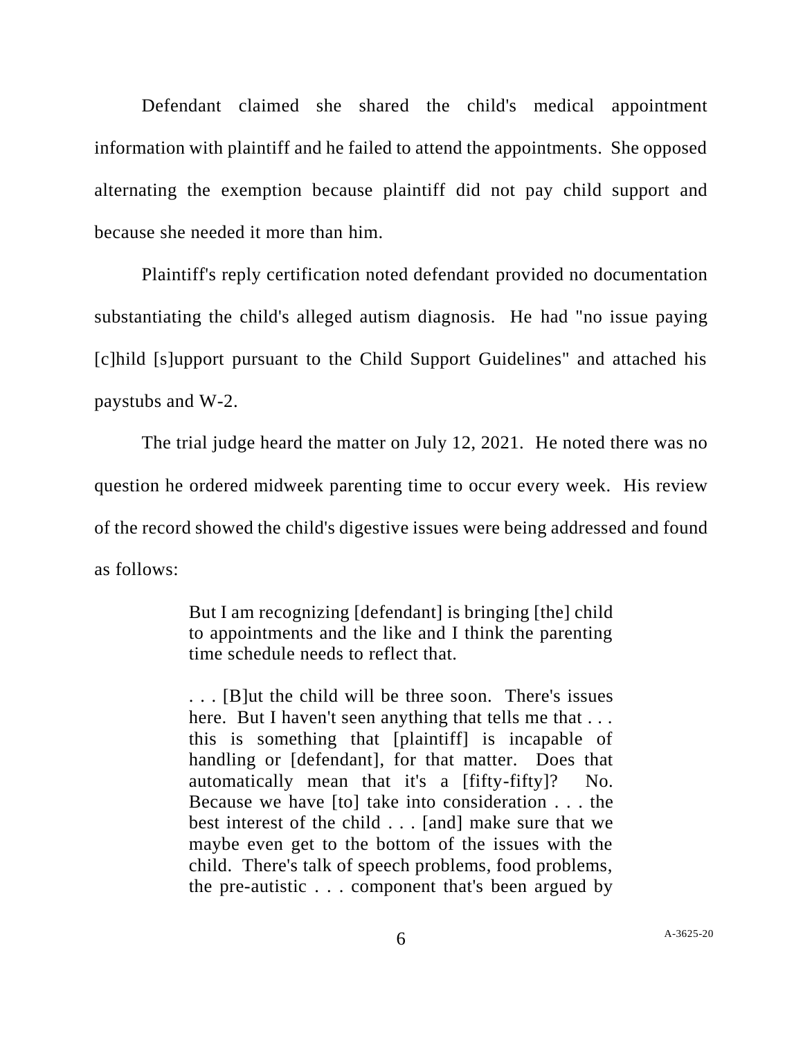Defendant claimed she shared the child's medical appointment information with plaintiff and he failed to attend the appointments. She opposed alternating the exemption because plaintiff did not pay child support and because she needed it more than him.

Plaintiff's reply certification noted defendant provided no documentation substantiating the child's alleged autism diagnosis. He had "no issue paying [c]hild [s]upport pursuant to the Child Support Guidelines" and attached his paystubs and W-2.

The trial judge heard the matter on July 12, 2021. He noted there was no question he ordered midweek parenting time to occur every week. His review of the record showed the child's digestive issues were being addressed and found as follows:

> But I am recognizing [defendant] is bringing [the] child to appointments and the like and I think the parenting time schedule needs to reflect that.
>
> . . . [B]ut the child will be three soon. There's issues here. But I haven't seen anything that tells me that . . . this is something that [plaintiff] is incapable of handling or [defendant], for that matter. Does that automatically mean that it's a [fifty-fifty]? No. Because we have [to] take into consideration . . . the best interest of the child . . . [and] make sure that we maybe even get to the bottom of the issues with the child. There's talk of speech problems, food problems, the pre-autistic . . . component that's been argued by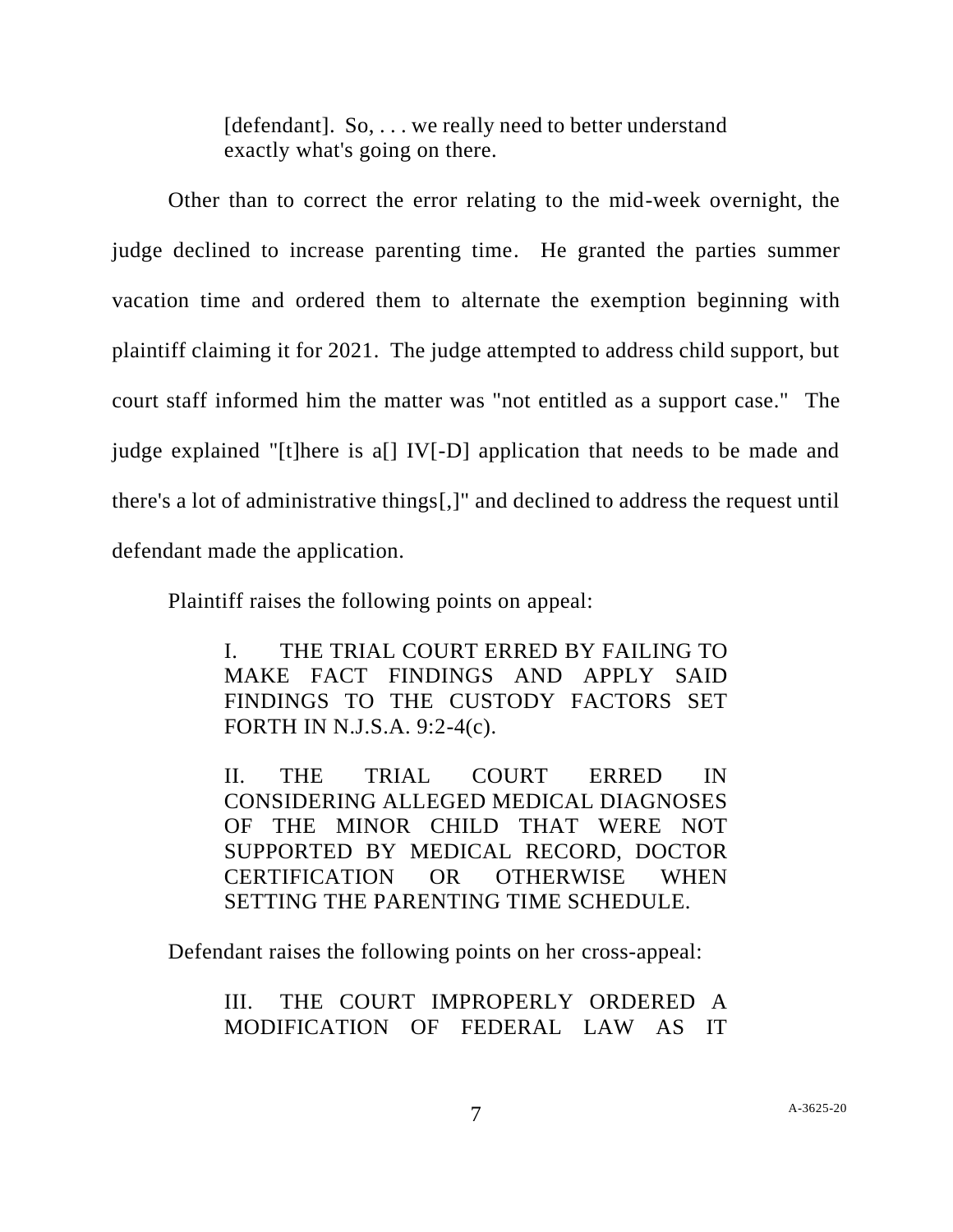> [defendant]. So, . . . we really need to better understand exactly what's going on there.

Other than to correct the error relating to the mid-week overnight, the judge declined to increase parenting time. He granted the parties summer vacation time and ordered them to alternate the exemption beginning with plaintiff claiming it for 2021. The judge attempted to address child support, but court staff informed him the matter was "not entitled as a support case." The judge explained "[t]here is a[] IV[-D] application that needs to be made and there's a lot of administrative things[,]" and declined to address the request until defendant made the application.

Plaintiff raises the following points on appeal:

> I. THE TRIAL COURT ERRED BY FAILING TO MAKE FACT FINDINGS AND APPLY SAID FINDINGS TO THE CUSTODY FACTORS SET FORTH IN N.J.S.A. 9:2-4(c).
>
> II. THE TRIAL COURT ERRED IN CONSIDERING ALLEGED MEDICAL DIAGNOSES OF THE MINOR CHILD THAT WERE NOT SUPPORTED BY MEDICAL RECORD, DOCTOR CERTIFICATION OR OTHERWISE WHEN SETTING THE PARENTING TIME SCHEDULE.

Defendant raises the following points on her cross-appeal:

> III. THE COURT IMPROPERLY ORDERED A MODIFICATION OF FEDERAL LAW AS IT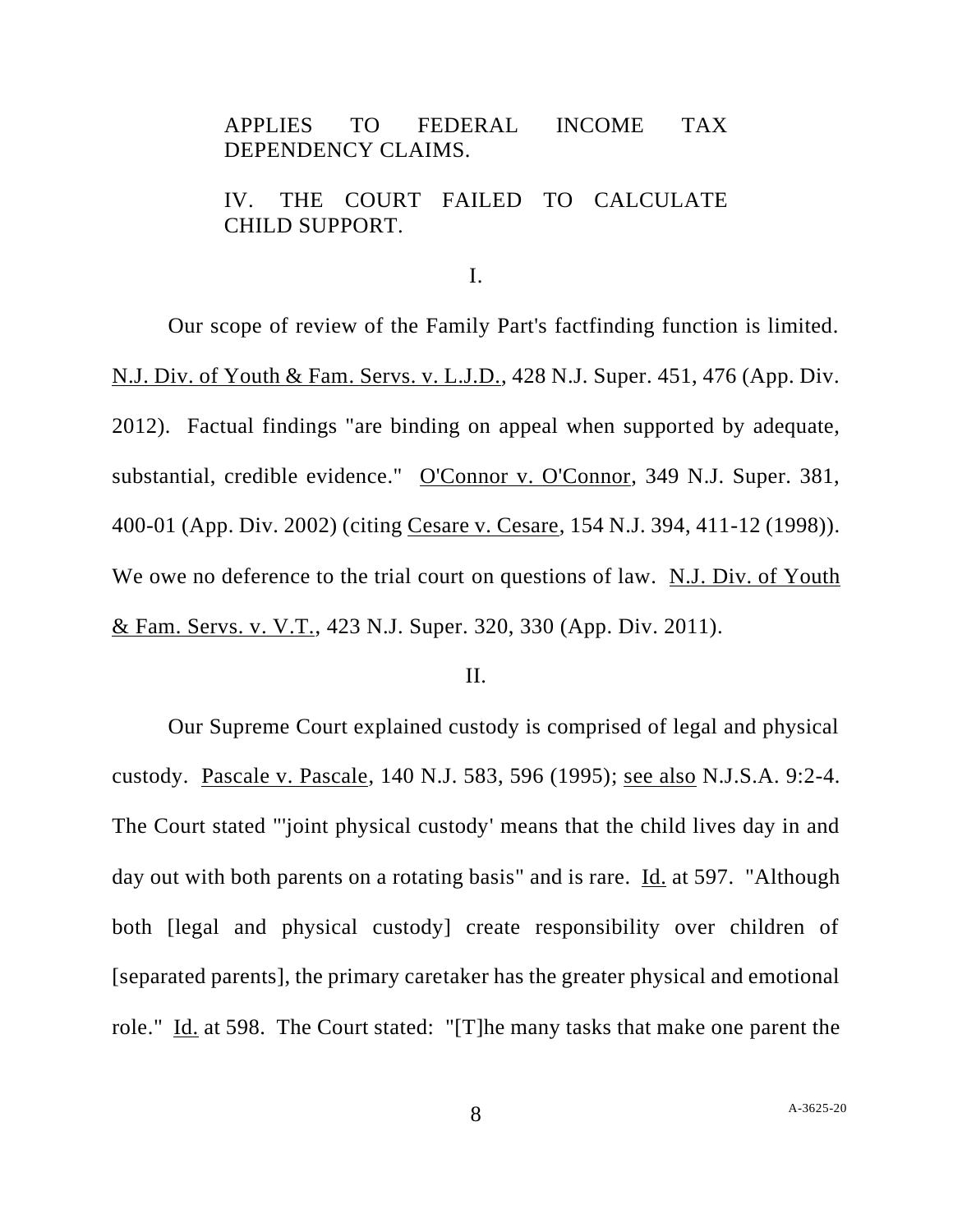APPLIES TO FEDERAL INCOME TAX DEPENDENCY CLAIMS.

IV. THE COURT FAILED TO CALCULATE CHILD SUPPORT.

I.

Our scope of review of the Family Part's factfinding function is limited. N.J. Div. of Youth & Fam. Servs. v. L.J.D., 428 N.J. Super. 451, 476 (App. Div. 2012). Factual findings "are binding on appeal when supported by adequate, substantial, credible evidence." O'Connor v. O'Connor, 349 N.J. Super. 381, 400-01 (App. Div. 2002) (citing Cesare v. Cesare, 154 N.J. 394, 411-12 (1998)). We owe no deference to the trial court on questions of law. N.J. Div. of Youth & Fam. Servs. v. V.T., 423 N.J. Super. 320, 330 (App. Div. 2011).

II.

Our Supreme Court explained custody is comprised of legal and physical custody. Pascale v. Pascale, 140 N.J. 583, 596 (1995); see also N.J.S.A. 9:2-4. The Court stated "'joint physical custody' means that the child lives day in and day out with both parents on a rotating basis" and is rare. Id. at 597. "Although both [legal and physical custody] create responsibility over children of [separated parents], the primary caretaker has the greater physical and emotional role." Id. at 598. The Court stated: "[T]he many tasks that make one parent the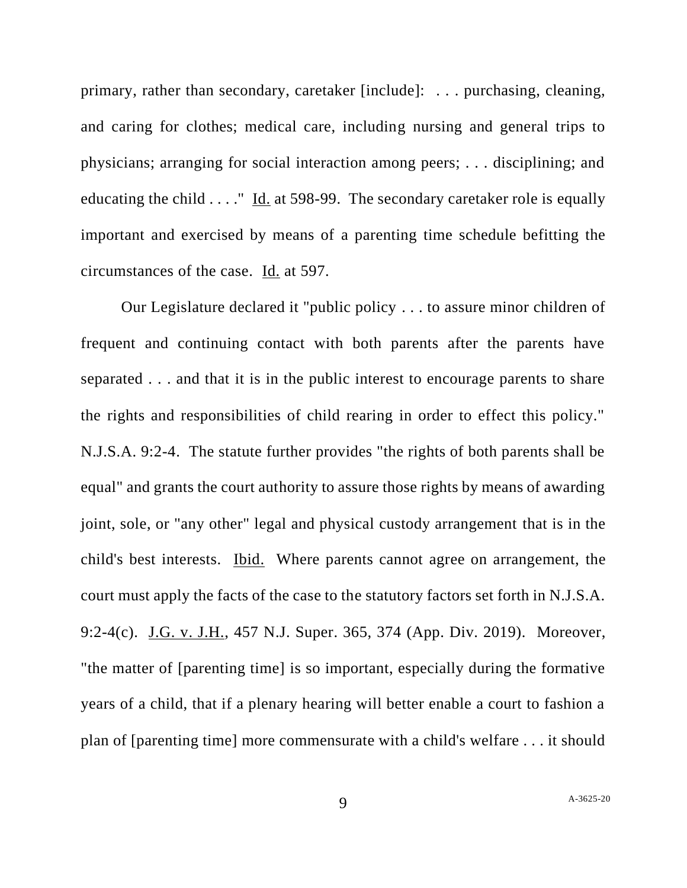primary, rather than secondary, caretaker [include]: . . . purchasing, cleaning, and caring for clothes; medical care, including nursing and general trips to physicians; arranging for social interaction among peers; . . . disciplining; and educating the child . . . ." Id. at 598-99. The secondary caretaker role is equally important and exercised by means of a parenting time schedule befitting the circumstances of the case. Id. at 597.

Our Legislature declared it "public policy . . . to assure minor children of frequent and continuing contact with both parents after the parents have separated . . . and that it is in the public interest to encourage parents to share the rights and responsibilities of child rearing in order to effect this policy." N.J.S.A. 9:2-4. The statute further provides "the rights of both parents shall be equal" and grants the court authority to assure those rights by means of awarding joint, sole, or "any other" legal and physical custody arrangement that is in the child's best interests. Ibid. Where parents cannot agree on arrangement, the court must apply the facts of the case to the statutory factors set forth in N.J.S.A. 9:2-4(c). J.G. v. J.H., 457 N.J. Super. 365, 374 (App. Div. 2019). Moreover, "the matter of [parenting time] is so important, especially during the formative years of a child, that if a plenary hearing will better enable a court to fashion a plan of [parenting time] more commensurate with a child's welfare . . . it should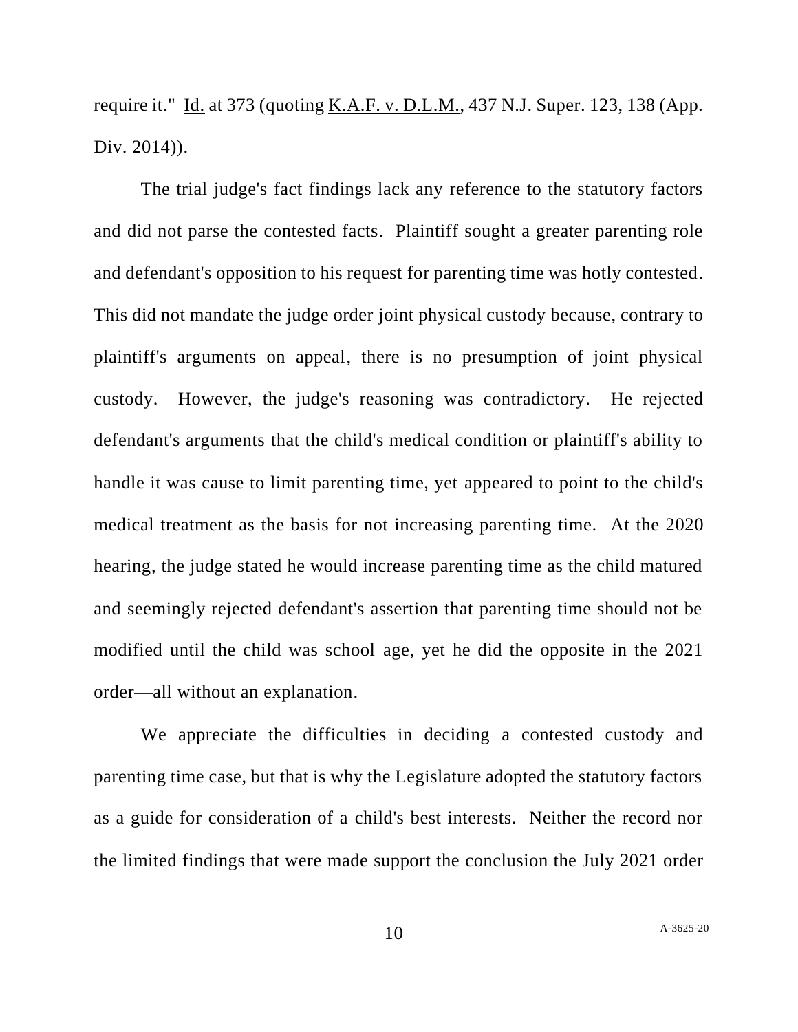require it." Id. at 373 (quoting K.A.F. v. D.L.M., 437 N.J. Super. 123, 138 (App. Div. 2014)).

The trial judge's fact findings lack any reference to the statutory factors and did not parse the contested facts. Plaintiff sought a greater parenting role and defendant's opposition to his request for parenting time was hotly contested. This did not mandate the judge order joint physical custody because, contrary to plaintiff's arguments on appeal, there is no presumption of joint physical custody. However, the judge's reasoning was contradictory. He rejected defendant's arguments that the child's medical condition or plaintiff's ability to handle it was cause to limit parenting time, yet appeared to point to the child's medical treatment as the basis for not increasing parenting time. At the 2020 hearing, the judge stated he would increase parenting time as the child matured and seemingly rejected defendant's assertion that parenting time should not be modified until the child was school age, yet he did the opposite in the 2021 order—all without an explanation.

We appreciate the difficulties in deciding a contested custody and parenting time case, but that is why the Legislature adopted the statutory factors as a guide for consideration of a child's best interests. Neither the record nor the limited findings that were made support the conclusion the July 2021 order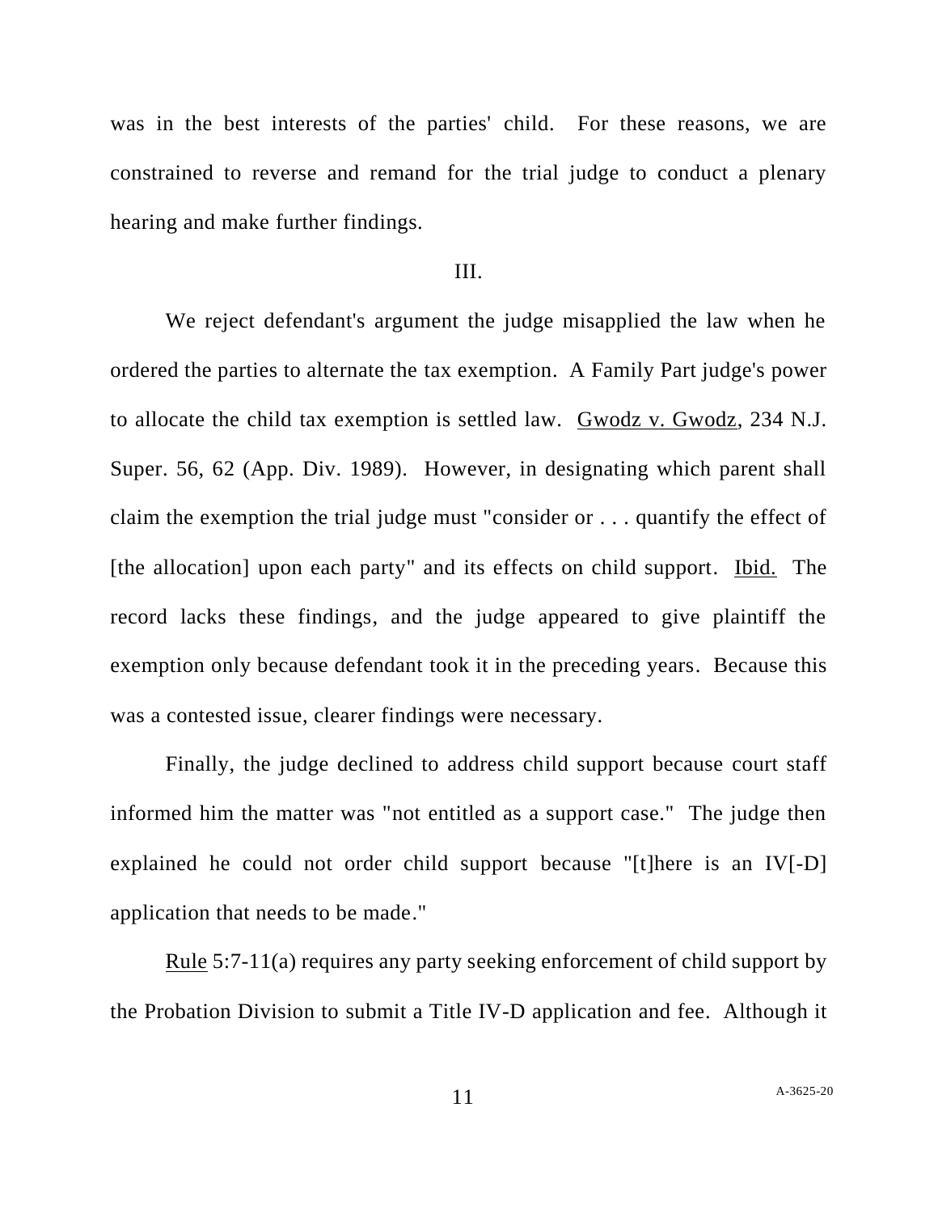was in the best interests of the parties' child. For these reasons, we are constrained to reverse and remand for the trial judge to conduct a plenary hearing and make further findings.

III.

We reject defendant's argument the judge misapplied the law when he ordered the parties to alternate the tax exemption. A Family Part judge's power to allocate the child tax exemption is settled law. Gwodz v. Gwodz, 234 N.J. Super. 56, 62 (App. Div. 1989). However, in designating which parent shall claim the exemption the trial judge must "consider or . . . quantify the effect of [the allocation] upon each party" and its effects on child support. Ibid. The record lacks these findings, and the judge appeared to give plaintiff the exemption only because defendant took it in the preceding years. Because this was a contested issue, clearer findings were necessary.

Finally, the judge declined to address child support because court staff informed him the matter was "not entitled as a support case." The judge then explained he could not order child support because "[t]here is an IV[-D] application that needs to be made."

Rule 5:7-11(a) requires any party seeking enforcement of child support by the Probation Division to submit a Title IV-D application and fee. Although it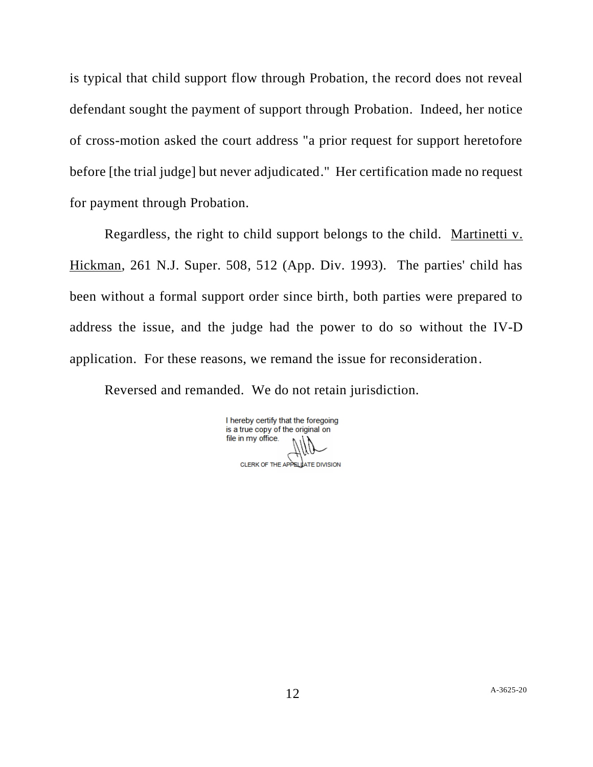is typical that child support flow through Probation, the record does not reveal defendant sought the payment of support through Probation. Indeed, her notice of cross-motion asked the court address "a prior request for support heretofore before [the trial judge] but never adjudicated." Her certification made no request for payment through Probation.

Regardless, the right to child support belongs to the child. Martinetti v. Hickman, 261 N.J. Super. 508, 512 (App. Div. 1993). The parties' child has been without a formal support order since birth, both parties were prepared to address the issue, and the judge had the power to do so without the IV-D application. For these reasons, we remand the issue for reconsideration.

Reversed and remanded. We do not retain jurisdiction.

I hereby certify that the foregoing is a true copy of the original on file in my office.

CLERK OF THE APPELLATE DIVISION